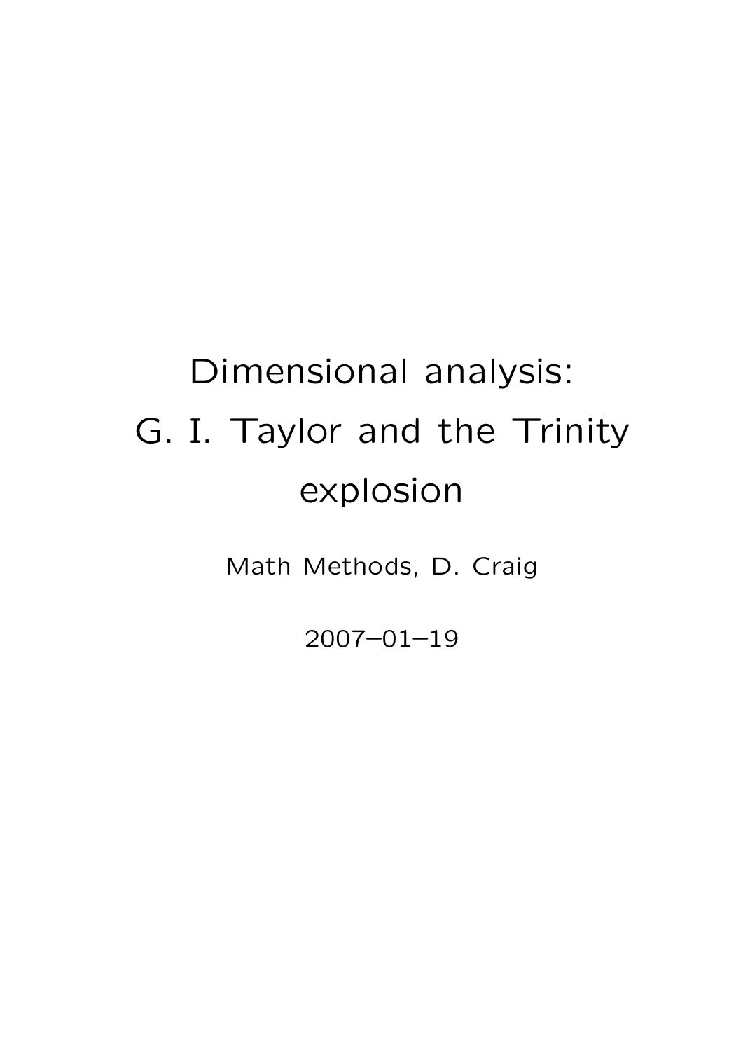# Dimensional analysis: G. I. Taylor and the Trinity explosion

Math Methods, D. Craig

2007–01–19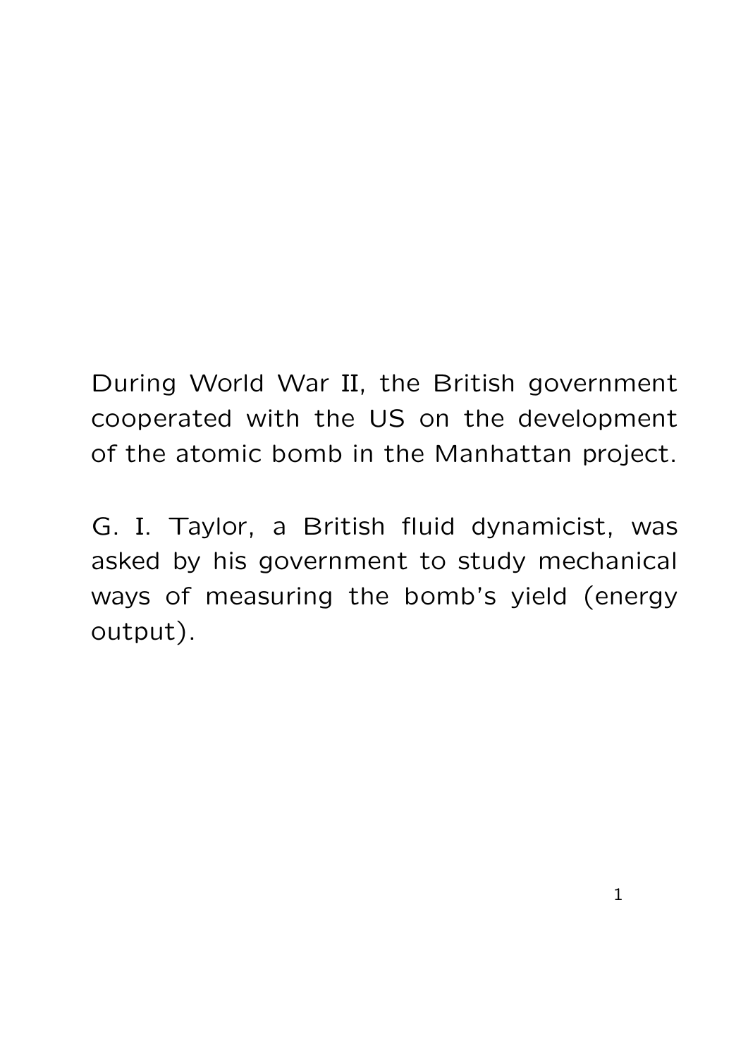During World War II, the British government cooperated with the US on the development of the atomic bomb in the Manhattan project.

G. I. Taylor, a British fluid dynamicist, was asked by his government to study mechanical ways of measuring the bomb's yield (energy output).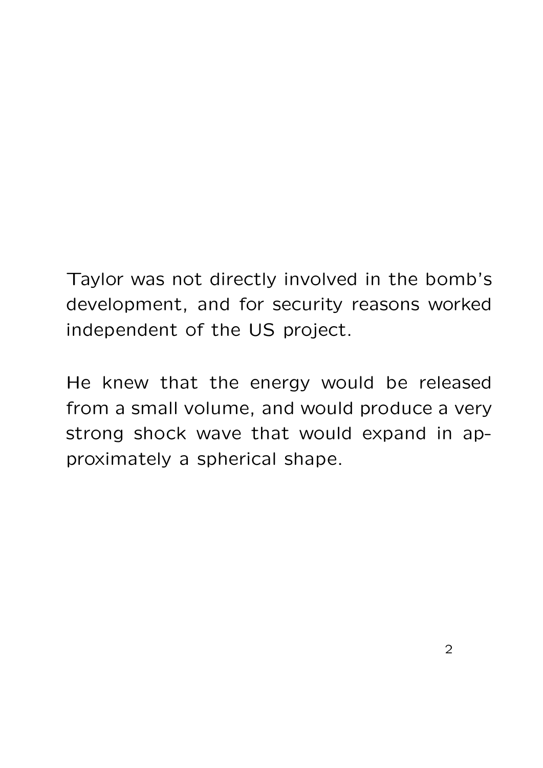Taylor was not directly involved in the bomb's development, and for security reasons worked independent of the US project.

He knew that the energy would be released from a small volume, and would produce a very strong shock wave that would expand in approximately a spherical shape.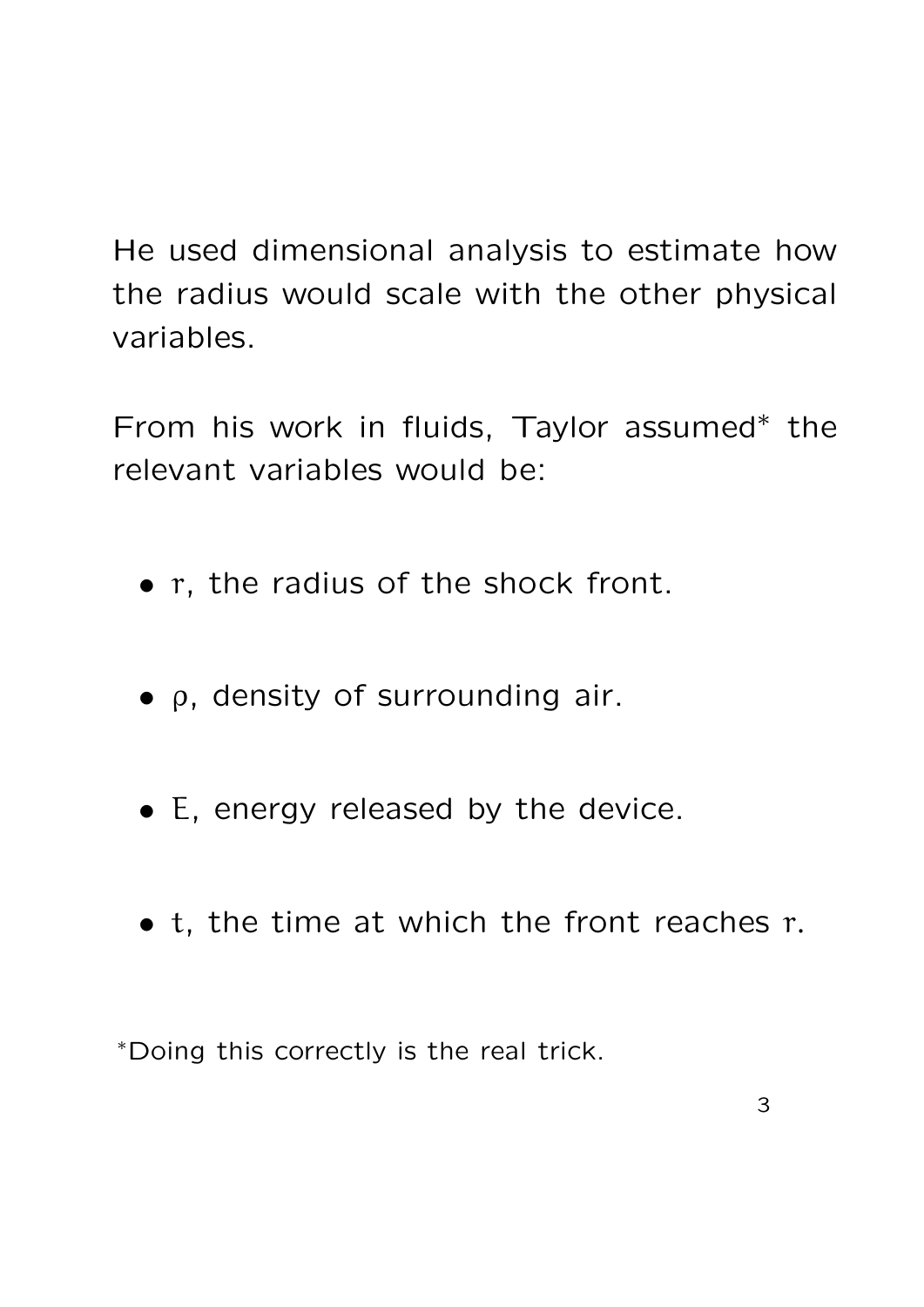He used dimensional analysis to estimate how the radius would scale with the other physical variables.

From his work in fluids, Taylor assumed* the relevant variables would be:

- $r$, the radius of the shock front.
- $\rho$, density of surrounding air.
- $E$, energy released by the device.
- $t$, the time at which the front reaches $r$.

*Doing this correctly is the real trick.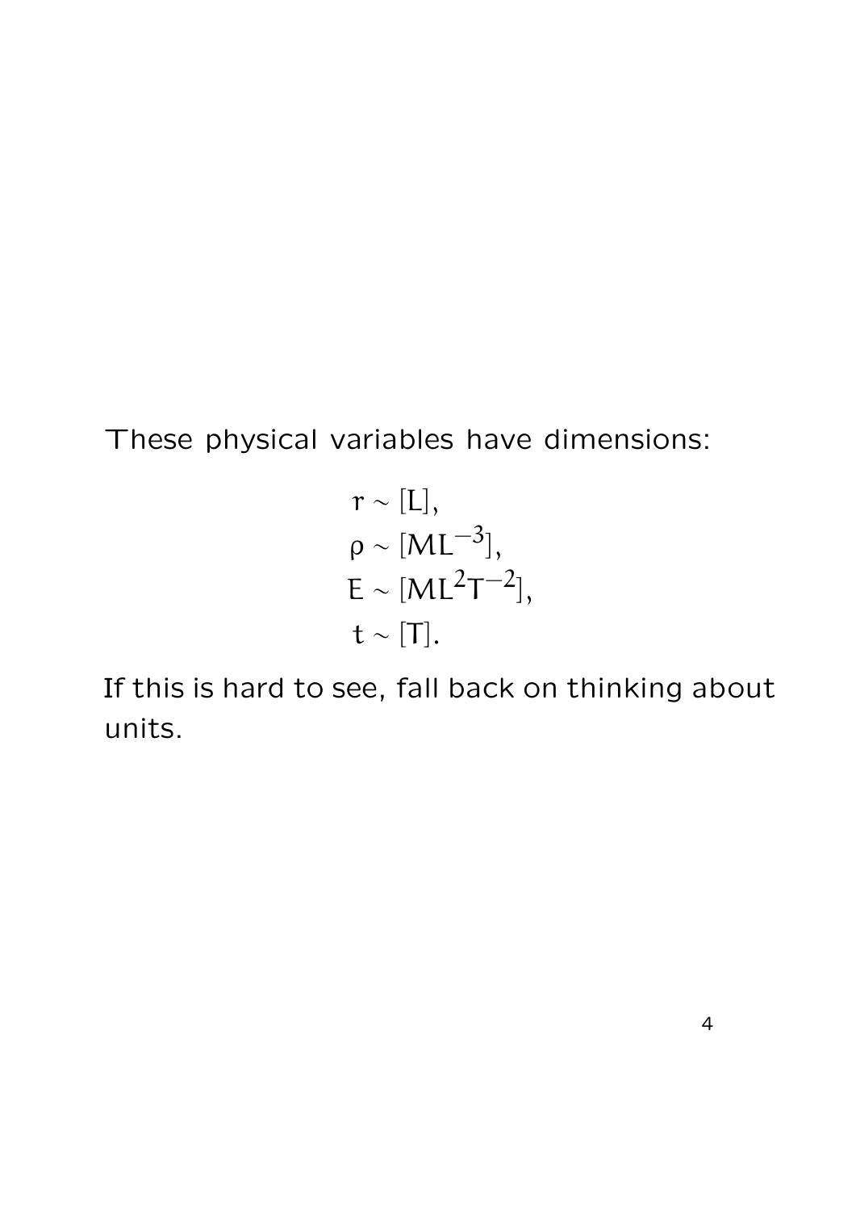These physical variables have dimensions:

$$
\begin{aligned}
r &\sim [L], \\
\rho &\sim [ML^{-3}], \\
E &\sim [ML^{2}T^{-2}], \\
t &\sim [T].
\end{aligned}
$$

If this is hard to see, fall back on thinking about units.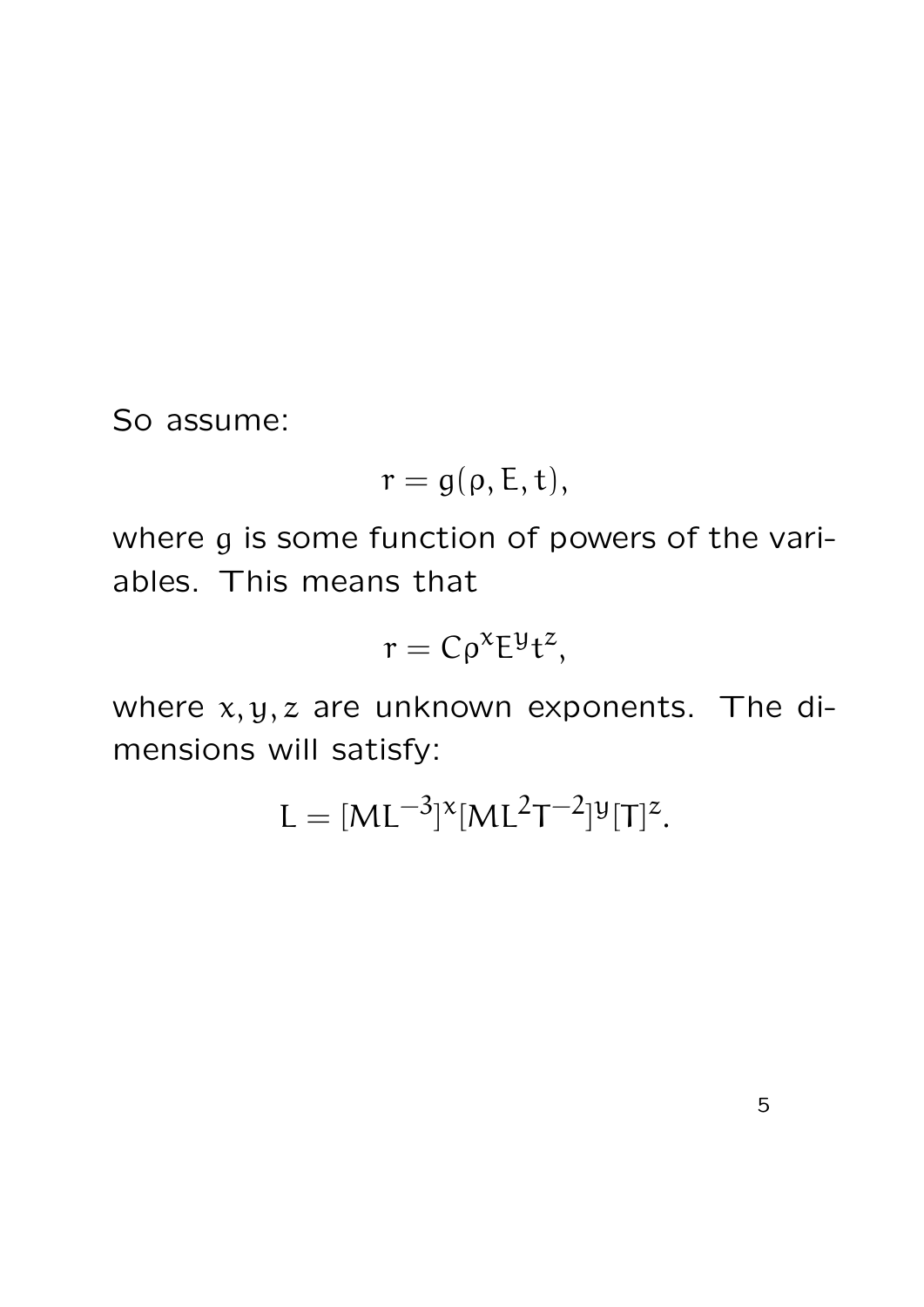So assume:

$$r = g(\rho, E, t),$$

where $g$ is some function of powers of the variables. This means that

$$r = C\rho^x E^y t^z,$$

where $x, y, z$ are unknown exponents. The dimensions will satisfy:

$$L = [ML^{-3}]^x [ML^2T^{-2}]^y [T]^z.$$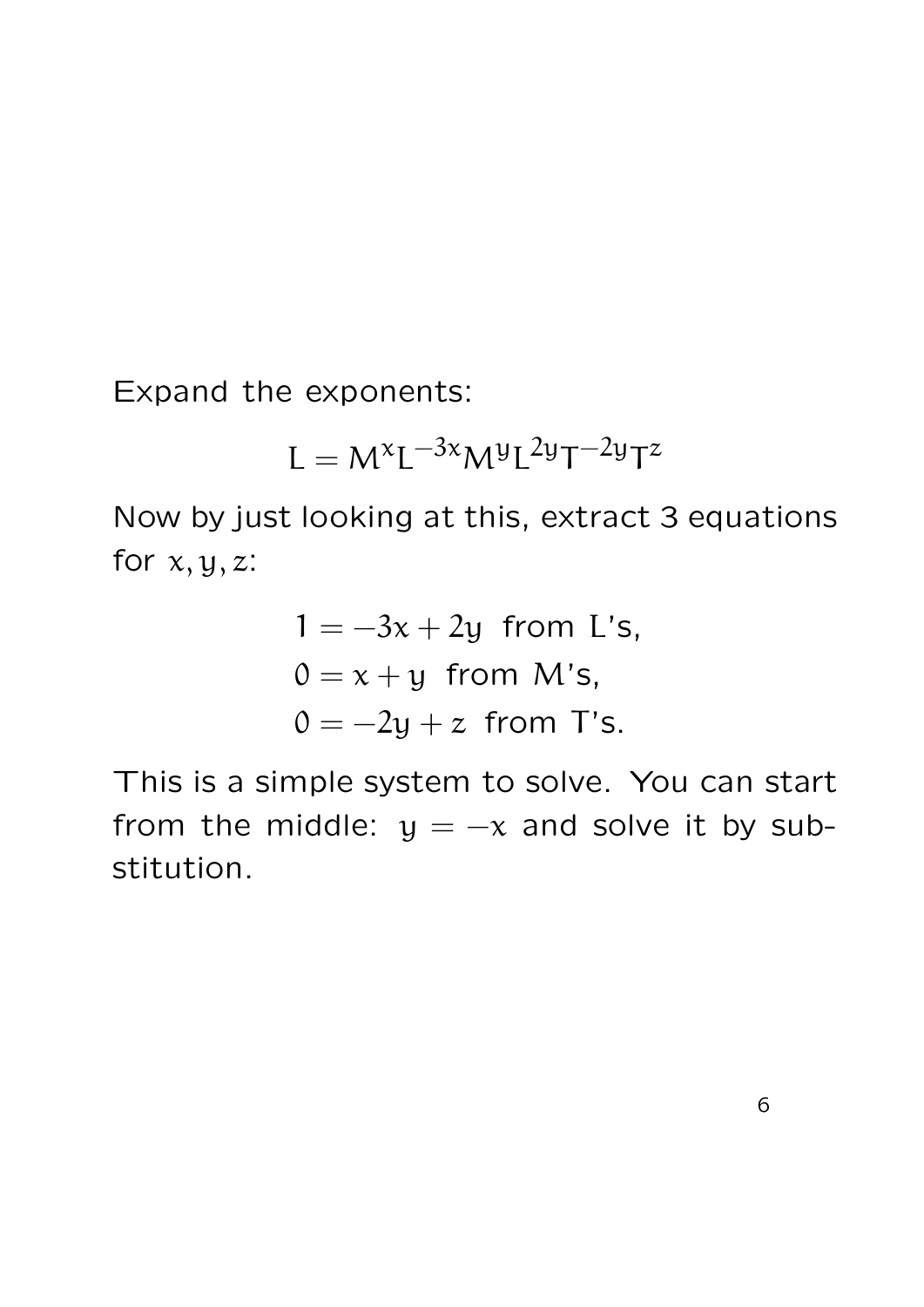Expand the exponents:

$$L = M^x L^{-3x} M^y L^{2y} T^{-2y} T^z$$

Now by just looking at this, extract 3 equations for $x, y, z$:

$$\begin{aligned}
1 &= -3x + 2y \ \text{ from L's,} \\
0 &= x + y \ \text{ from M's,} \\
0 &= -2y + z \ \text{ from T's.}
\end{aligned}$$

This is a simple system to solve. You can start from the middle: $y = -x$ and solve it by substitution.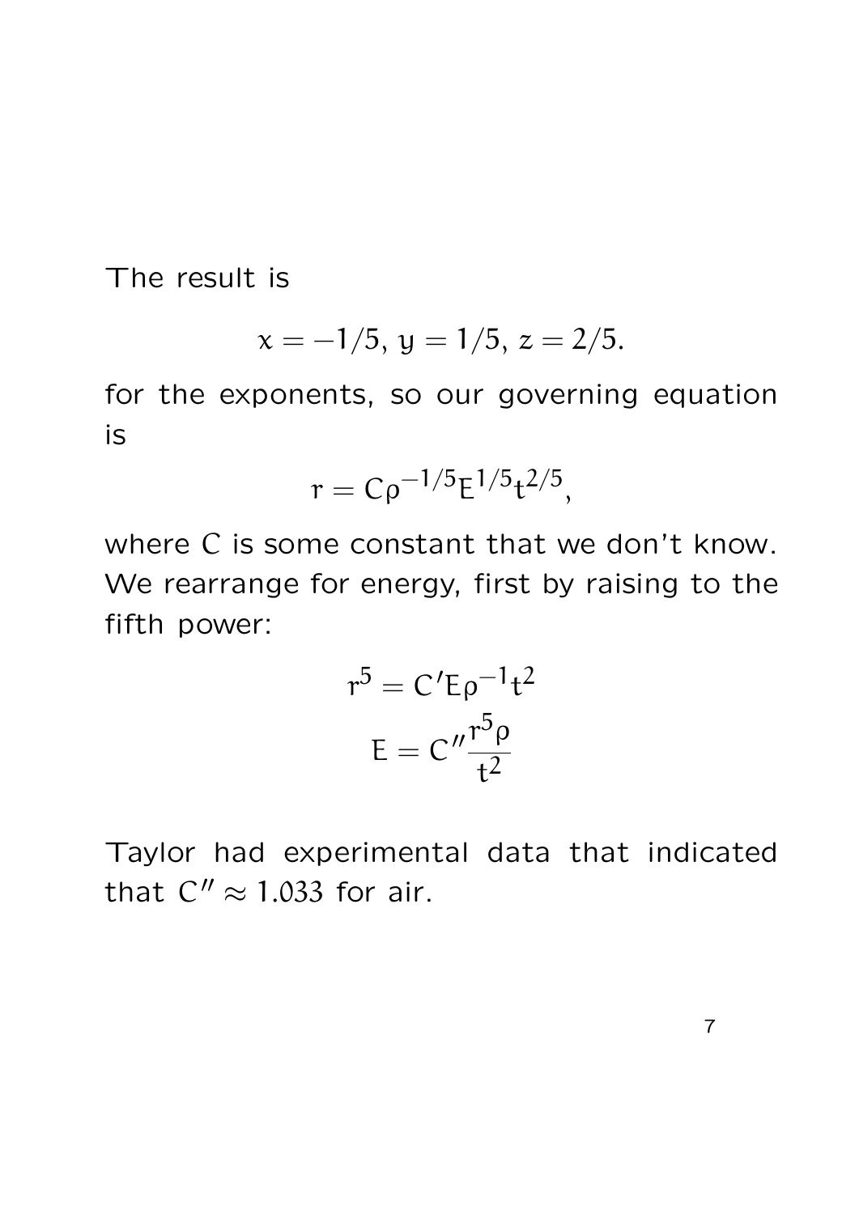The result is

$$x = -1/5,\ y = 1/5,\ z = 2/5.$$

for the exponents, so our governing equation is

$$r = C\rho^{-1/5}E^{1/5}t^{2/5},$$

where C is some constant that we don't know. We rearrange for energy, first by raising to the fifth power:

$$r^5 = C'E\rho^{-1}t^2$$

$$E = C''\frac{r^5\rho}{t^2}$$

Taylor had experimental data that indicated that $C'' \approx 1.033$ for air.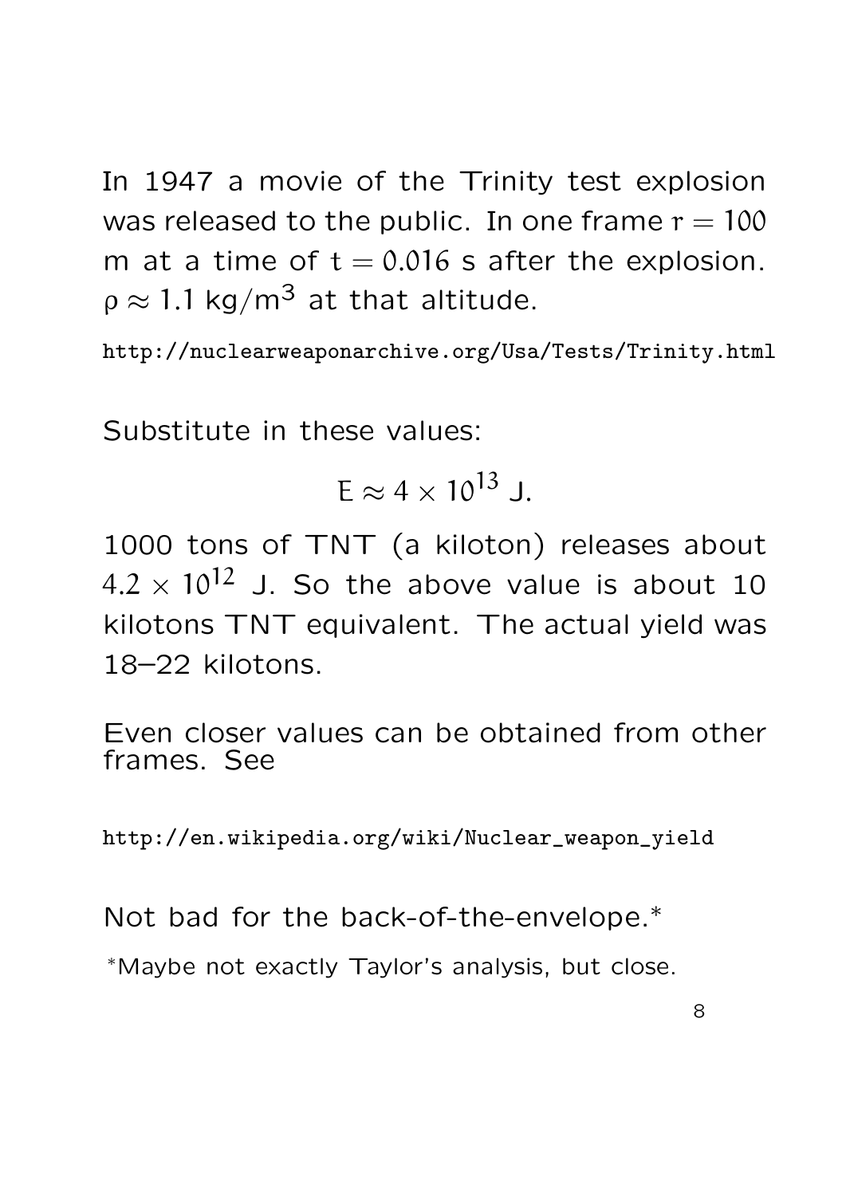In 1947 a movie of the Trinity test explosion was released to the public. In one frame $r = 100$ m at a time of $t = 0.016$ s after the explosion. $\rho \approx 1.1$ kg/m$^3$ at that altitude.

http://nuclearweaponarchive.org/Usa/Tests/Trinity.html

Substitute in these values:

$$E \approx 4 \times 10^{13} \text{ J.}$$

1000 tons of TNT (a kiloton) releases about $4.2 \times 10^{12}$ J. So the above value is about 10 kilotons TNT equivalent. The actual yield was 18–22 kilotons.

Even closer values can be obtained from other frames. See

http://en.wikipedia.org/wiki/Nuclear_weapon_yield

Not bad for the back-of-the-envelope.*

*Maybe not exactly Taylor's analysis, but close.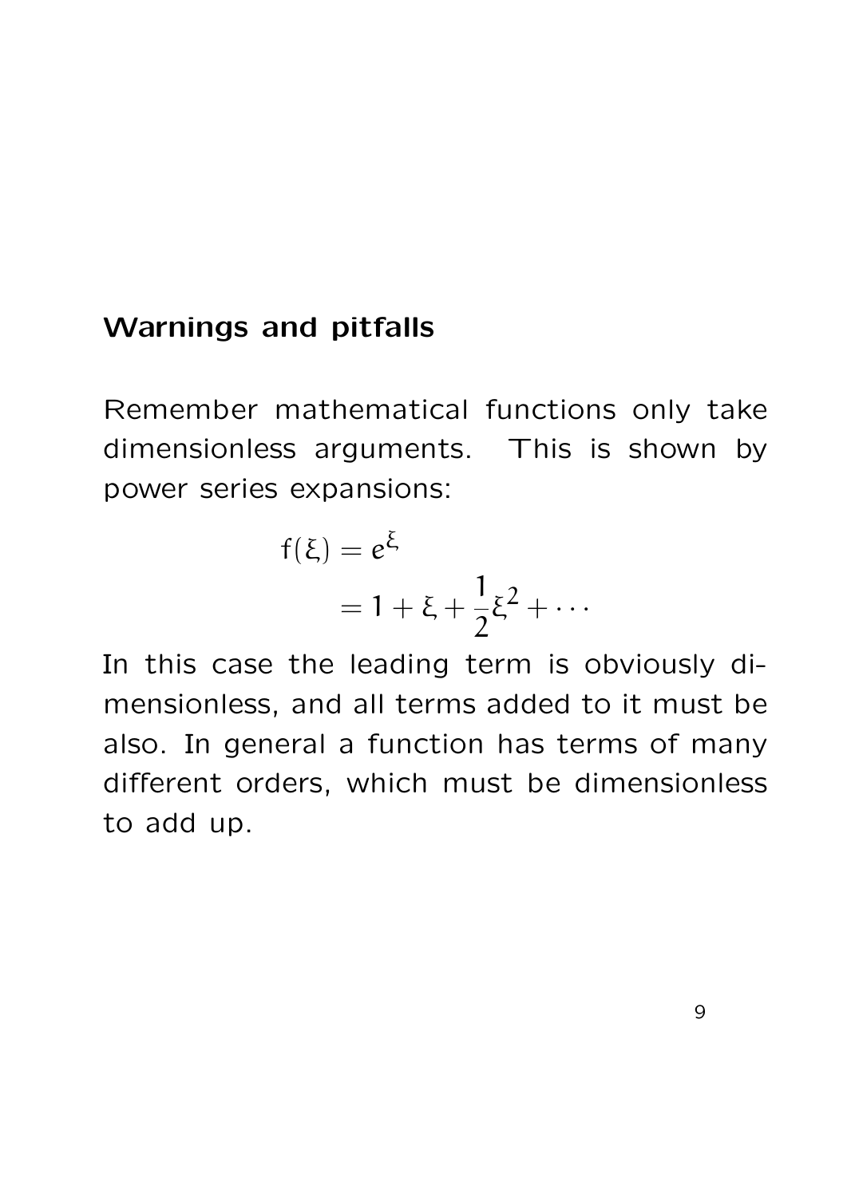## Warnings and pitfalls

Remember mathematical functions only take dimensionless arguments. This is shown by power series expansions:

$$
\begin{aligned}
f(\xi) &= e^{\xi} \\
&= 1 + \xi + \frac{1}{2}\xi^2 + \cdots
\end{aligned}
$$

In this case the leading term is obviously dimensionless, and all terms added to it must be also. In general a function has terms of many different orders, which must be dimensionless to add up.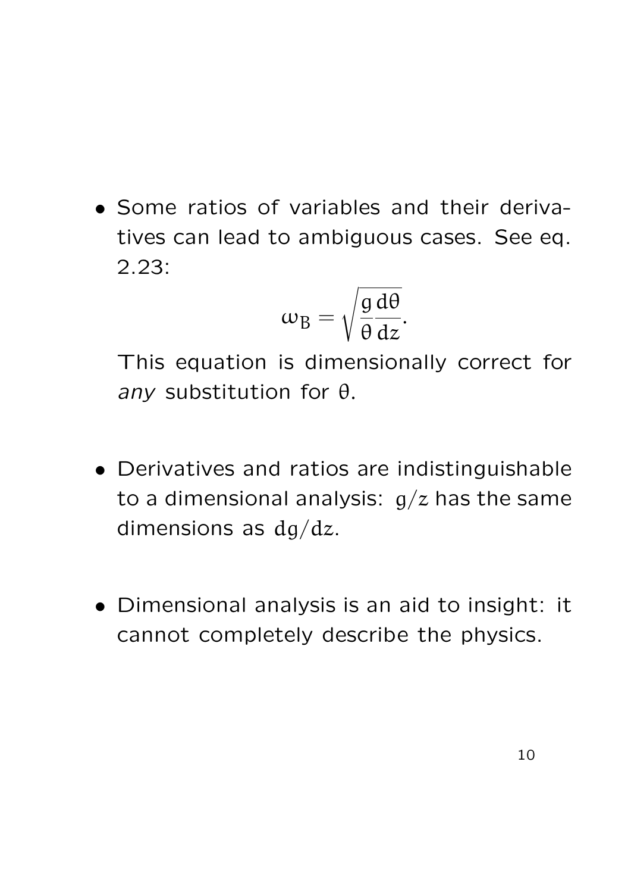- Some ratios of variables and their derivatives can lead to ambiguous cases. See eq. 2.23:

$$\omega_B = \sqrt{\frac{g}{\theta}\frac{d\theta}{dz}}.$$

  This equation is dimensionally correct for *any* substitution for $\theta$.

- Derivatives and ratios are indistinguishable to a dimensional analysis: $g/z$ has the same dimensions as $dg/dz$.

- Dimensional analysis is an aid to insight: it cannot completely describe the physics.